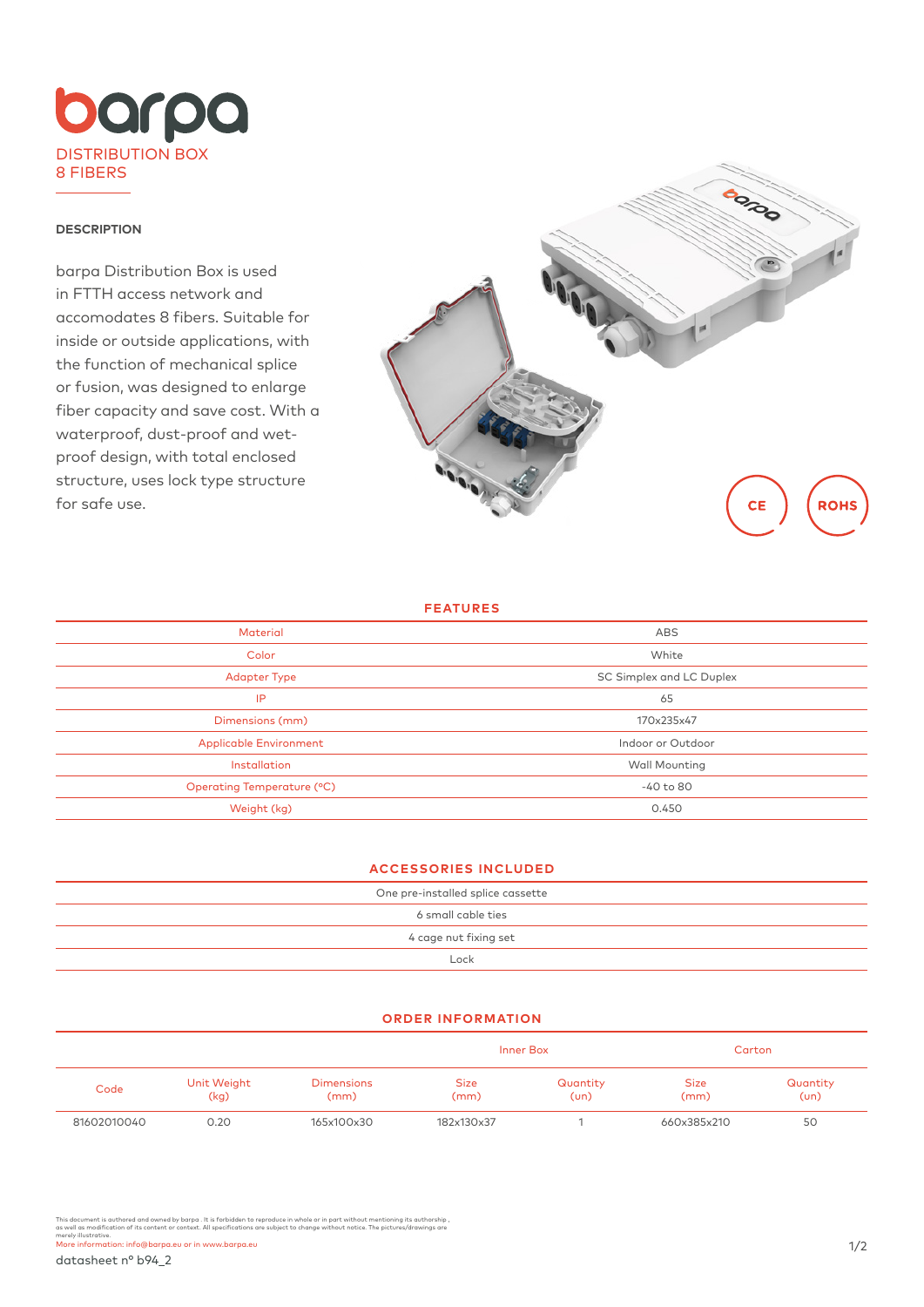# barpa

DISTRIBUTION BOX
8 FIBERS

## DESCRIPTION

barpa Distribution Box is used in FTTH access network and accomodates 8 fibers. Suitable for inside or outside applications, with the function of mechanical splice or fusion, was designed to enlarge fiber capacity and save cost. With a waterproof, dust-proof and wet-proof design, with total enclosed structure, uses lock type structure for safe use.

CE ROHS

## FEATURES

| | |
|---|---|
| Material | ABS |
| Color | White |
| Adapter Type | SC Simplex and LC Duplex |
| IP | 65 |
| Dimensions (mm) | 170x235x47 |
| Applicable Environment | Indoor or Outdoor |
| Installation | Wall Mounting |
| Operating Temperature (ºC) | -40 to 80 |
| Weight (kg) | 0.450 |

## ACCESSORIES INCLUDED

| |
|---|
| One pre-installed splice cassette |
| 6 small cable ties |
| 4 cage nut fixing set |
| Lock |

## ORDER INFORMATION

| | | | Inner Box | | Carton | |
|---|---|---|---|---|---|---|
| Code | Unit Weight (kg) | Dimensions (mm) | Size (mm) | Quantity (un) | Size (mm) | Quantity (un) |
| 81602010040 | 0.20 | 165x100x30 | 182x130x37 | 1 | 660x385x210 | 50 |

This document is authored and owned by barpa . It is forbidden to reproduce in whole or in part without mentioning its authorship , as well as modification of its content or context. All specifications are subject to change without notice. The pictures/drawings are merely illustrative.
More information: info@barpa.eu or in www.barpa.eu

datasheet nº b94_2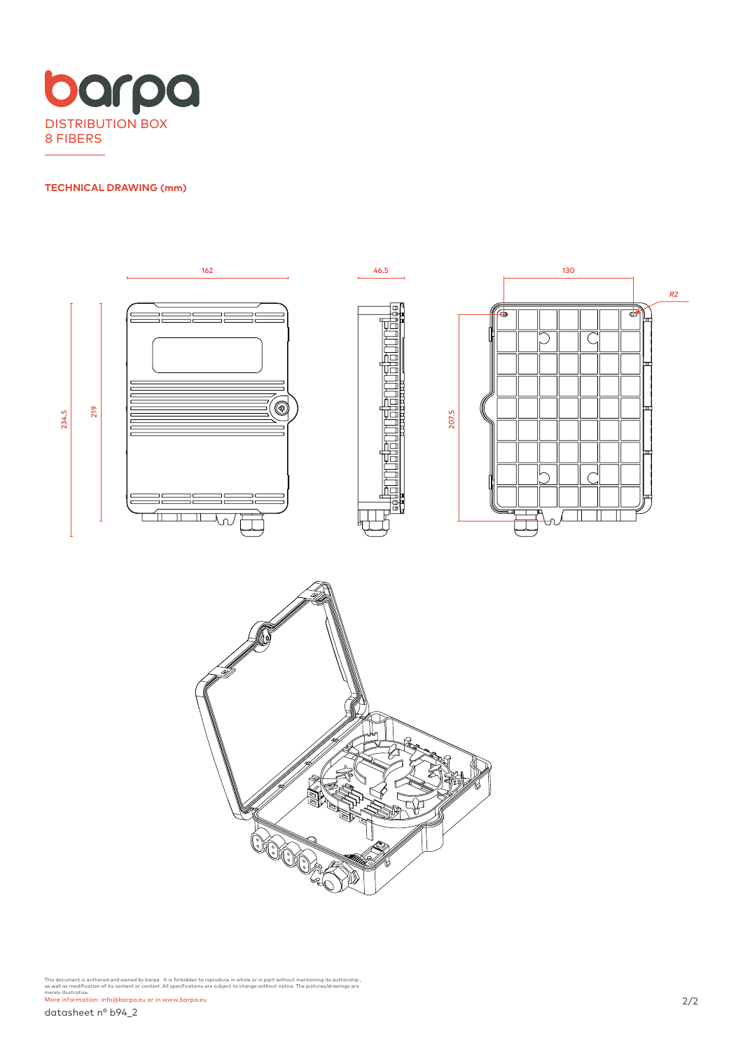barpa

DISTRIBUTION BOX
8 FIBERS

**TECHNICAL DRAWING (mm)**

162

46.5

130

R2

234.5

219

207.5

This document is authored and owned by barpa . It is forbidden to reproduce in whole or in part without mentioning its authorship, as well as modification of its content or context. All specifications are subject to change without notice. The pictures/drawings are merely illustrative.
More information: info@barpa.eu or in www.barpa.eu

datasheet nº b94_2